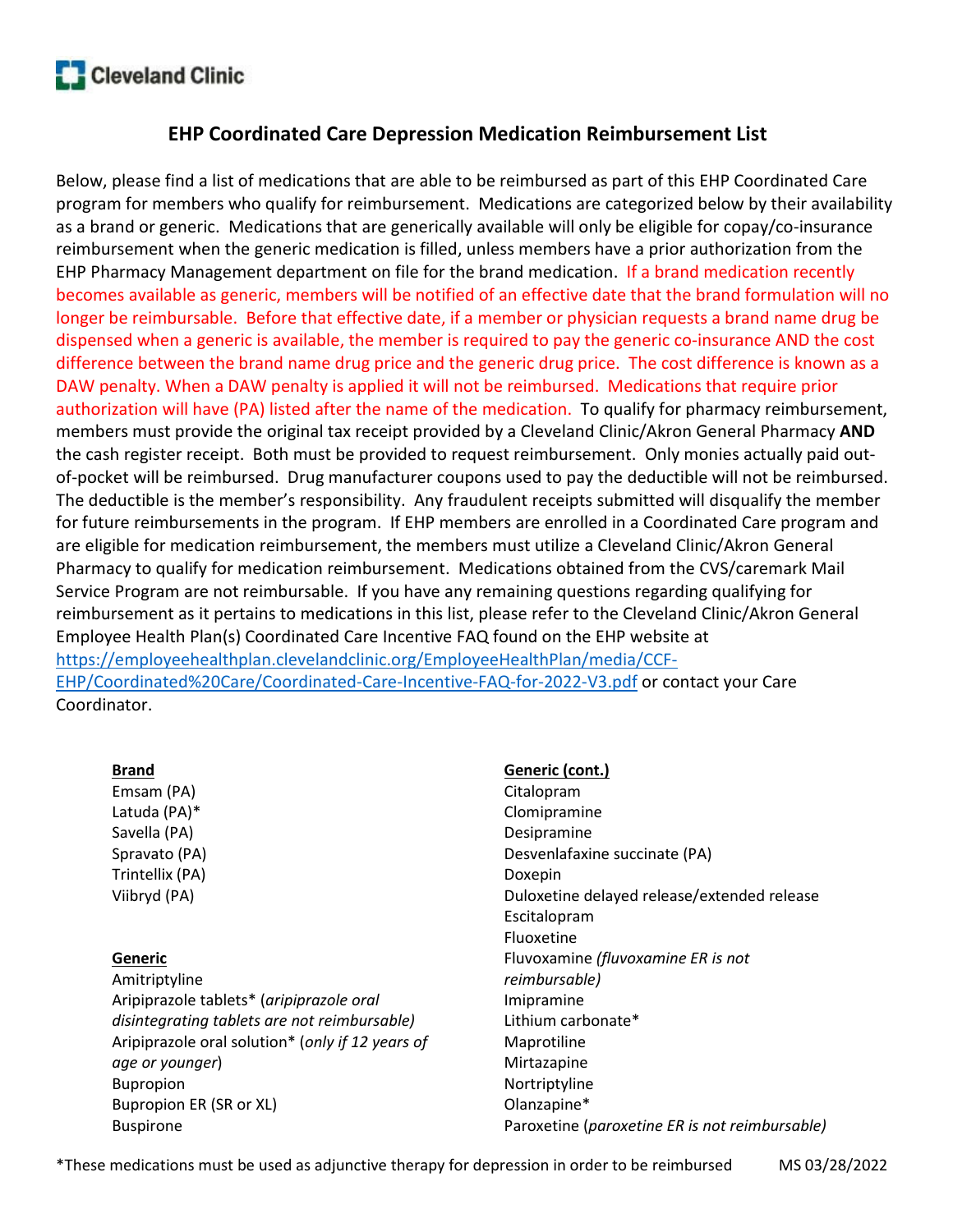Cleveland Clinic

# EHP Coordinated Care Depression Medication Reimbursement List

Below, please find a list of medications that are able to be reimbursed as part of this EHP Coordinated Care program for members who qualify for reimbursement. Medications are categorized below by their availability as a brand or generic. Medications that are generically available will only be eligible for copay/co-insurance reimbursement when the generic medication is filled, unless members have a prior authorization from the EHP Pharmacy Management department on file for the brand medication. If a brand medication recently becomes available as generic, members will be notified of an effective date that the brand formulation will no longer be reimbursable. Before that effective date, if a member or physician requests a brand name drug be dispensed when a generic is available, the member is required to pay the generic co-insurance AND the cost difference between the brand name drug price and the generic drug price. The cost difference is known as a DAW penalty. When a DAW penalty is applied it will not be reimbursed. Medications that require prior authorization will have (PA) listed after the name of the medication. To qualify for pharmacy reimbursement, members must provide the original tax receipt provided by a Cleveland Clinic/Akron General Pharmacy **AND** the cash register receipt. Both must be provided to request reimbursement. Only monies actually paid out-of-pocket will be reimbursed. Drug manufacturer coupons used to pay the deductible will not be reimbursed. The deductible is the member's responsibility. Any fraudulent receipts submitted will disqualify the member for future reimbursements in the program. If EHP members are enrolled in a Coordinated Care program and are eligible for medication reimbursement, the members must utilize a Cleveland Clinic/Akron General Pharmacy to qualify for medication reimbursement. Medications obtained from the CVS/caremark Mail Service Program are not reimbursable. If you have any remaining questions regarding qualifying for reimbursement as it pertains to medications in this list, please refer to the Cleveland Clinic/Akron General Employee Health Plan(s) Coordinated Care Incentive FAQ found on the EHP website at [https://employeehealthplan.clevelandclinic.org/EmployeeHealthPlan/media/CCF-EHP/Coordinated%20Care/Coordinated-Care-Incentive-FAQ-for-2022-V3.pdf](https://employeehealthplan.clevelandclinic.org/EmployeeHealthPlan/media/CCF-EHP/Coordinated%20Care/Coordinated-Care-Incentive-FAQ-for-2022-V3.pdf) or contact your Care Coordinator.

**Brand**

Emsam (PA)
Latuda (PA)*
Savella (PA)
Spravato (PA)
Trintellix (PA)
Viibryd (PA)

**Generic**

Amitriptyline
Aripiprazole tablets* (*aripiprazole oral disintegrating tablets are not reimbursable*)
Aripiprazole oral solution* (*only if 12 years of age or younger*)
Bupropion
Bupropion ER (SR or XL)
Buspirone

**Generic (cont.)**

Citalopram
Clomipramine
Desipramine
Desvenlafaxine succinate (PA)
Doxepin
Duloxetine delayed release/extended release
Escitalopram
Fluoxetine
Fluvoxamine (*fluvoxamine ER is not reimbursable*)
Imipramine
Lithium carbonate*
Maprotiline
Mirtazapine
Nortriptyline
Olanzapine*
Paroxetine (*paroxetine ER is not reimbursable)*

*These medications must be used as adjunctive therapy for depression in order to be reimbursed

MS 03/28/2022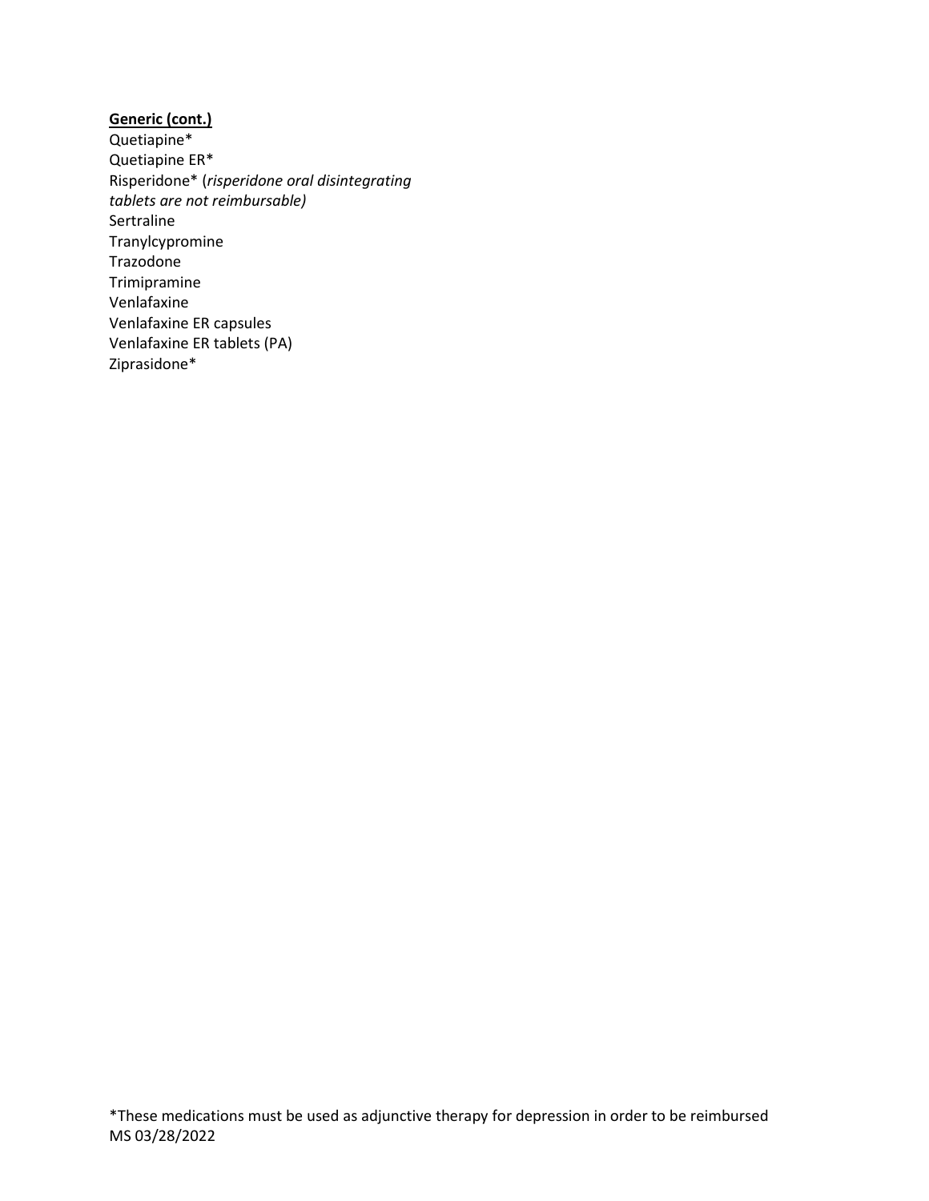**Generic (cont.)**

Quetiapine*
Quetiapine ER*
Risperidone* (*risperidone oral disintegrating tablets are not reimbursable)*
Sertraline
Tranylcypromine
Trazodone
Trimipramine
Venlafaxine
Venlafaxine ER capsules
Venlafaxine ER tablets (PA)
Ziprasidone*

*These medications must be used as adjunctive therapy for depression in order to be reimbursed
MS 03/28/2022